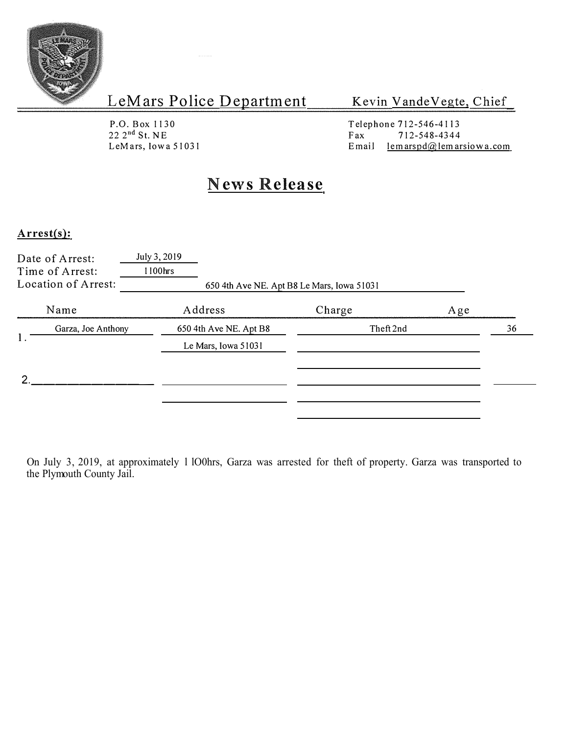# LeMars Police Department

Kevin VandeVegte, Chief

P.O. Box 1130
22 2nd St. NE
LeMars, Iowa 51031

Telephone 712-546-4113
Fax 712-548-4344
Email lemarspd@lemarsiowa.com

## News Release

**Arrest(s):**

Date of Arrest: July 3, 2019
Time of Arrest: 1100hrs
Location of Arrest: 650 4th Ave NE. Apt B8 Le Mars, Iowa 51031

| | Name | Address | Charge | Age |
|---|---|---|---|---|
| 1. | Garza, Joe Anthony | 650 4th Ave NE. Apt B8 Le Mars, Iowa 51031 | Theft 2nd | 36 |
| 2. | | | | |

On July 3, 2019, at approximately 1100hrs, Garza was arrested for theft of property. Garza was transported to the Plymouth County Jail.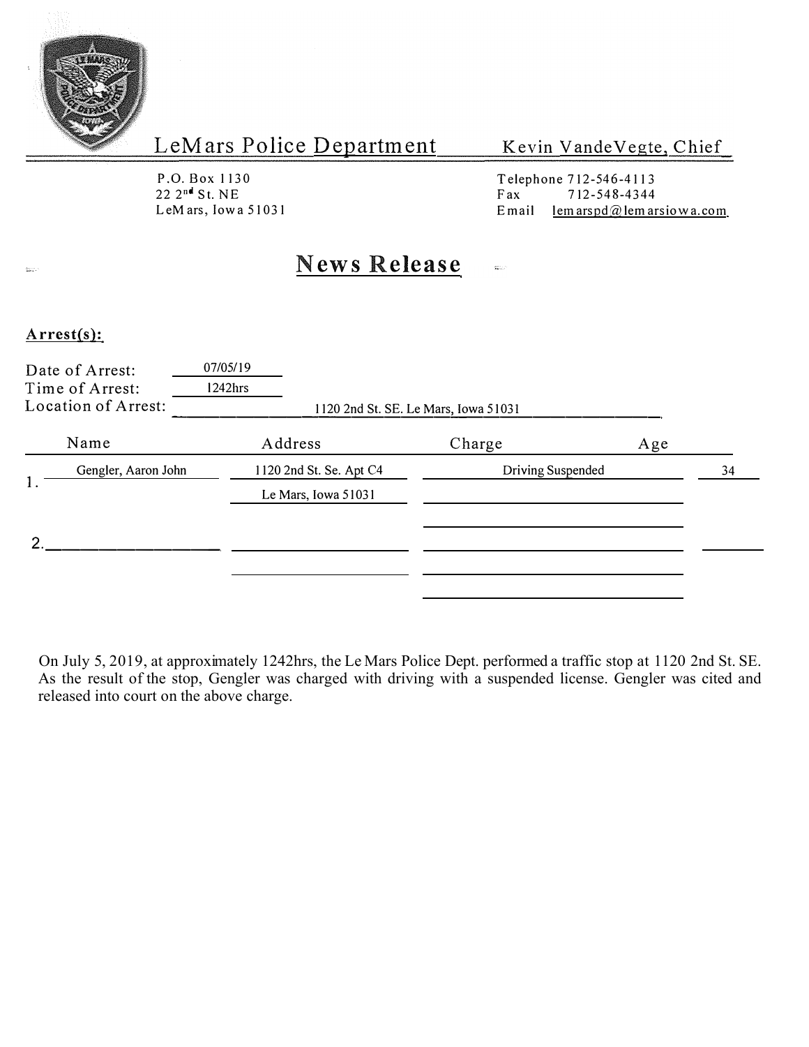LeMars Police Department — Kevin VandeVegte, Chief

P.O. Box 1130
22 2nd St. NE
LeMars, Iowa 51031

Telephone 712-546-4113
Fax 712-548-4344
Email lemarspd@lemarsiowa.com

# News Release

**Arrest(s):**

Date of Arrest: 07/05/19
Time of Arrest: 1242hrs
Location of Arrest: 1120 2nd St. SE. Le Mars, Iowa 51031

| | Name | Address | Charge | Age |
|---|---|---|---|---|
| 1. | Gengler, Aaron John | 1120 2nd St. Se. Apt C4<br>Le Mars, Iowa 51031 | Driving Suspended | 34 |
| 2. | | | | |

On July 5, 2019, at approximately 1242hrs, the Le Mars Police Dept. performed a traffic stop at 1120 2nd St. SE. As the result of the stop, Gengler was charged with driving with a suspended license. Gengler was cited and released into court on the above charge.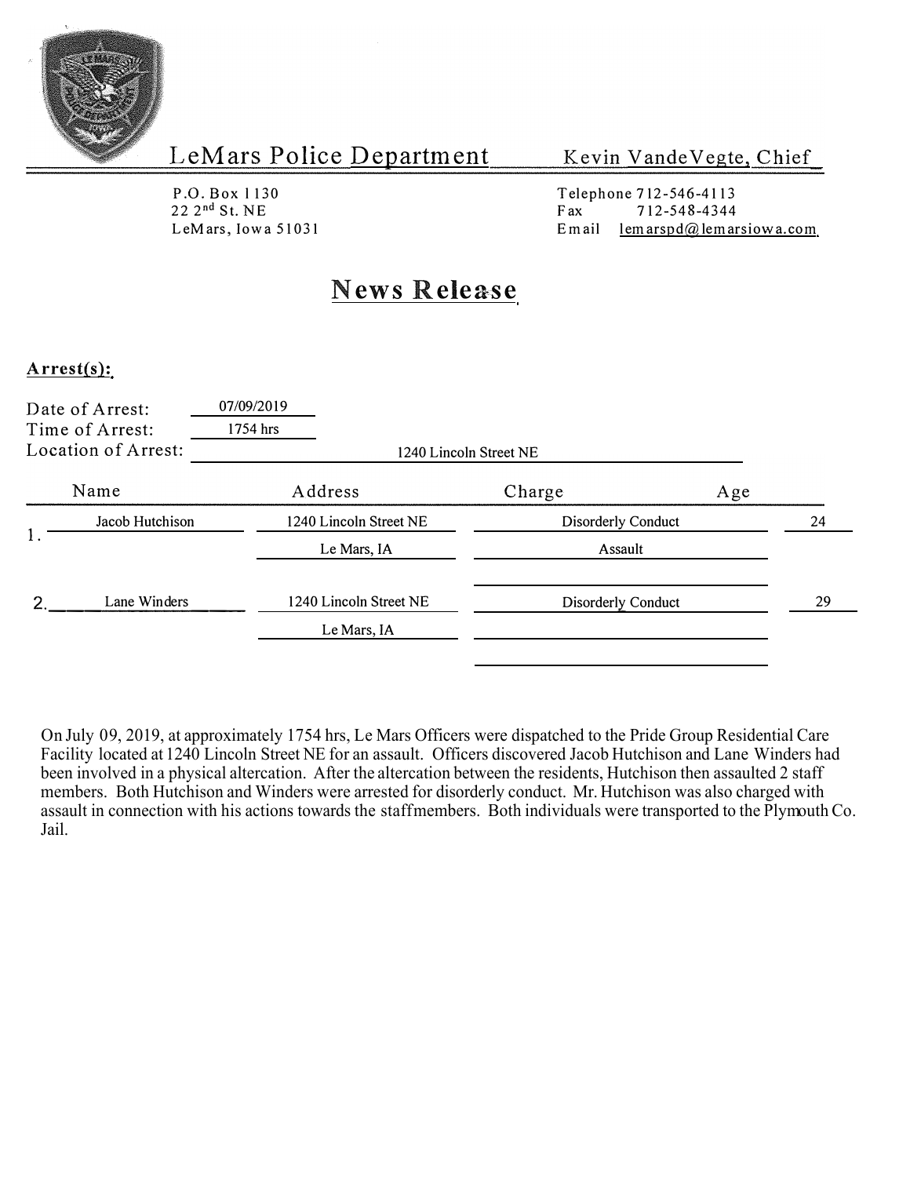# LeMars Police Department

**Kevin VandeVegte, Chief**

P.O. Box 1130
22 2nd St. NE
LeMars, Iowa 51031

Telephone 712-546-4113
Fax 712-548-4344
Email lemarspd@lemarsiowa.com

## News Release

**Arrest(s):**

Date of Arrest: 07/09/2019
Time of Arrest: 1754 hrs
Location of Arrest: 1240 Lincoln Street NE

| | Name | Address | Charge | Age |
|---|---|---|---|---|
| 1. | Jacob Hutchison | 1240 Lincoln Street NE | Disorderly Conduct | 24 |
| | | Le Mars, IA | Assault | |
| 2. | Lane Winders | 1240 Lincoln Street NE | Disorderly Conduct | 29 |
| | | Le Mars, IA | | |

On July 09, 2019, at approximately 1754 hrs, Le Mars Officers were dispatched to the Pride Group Residential Care Facility located at 1240 Lincoln Street NE for an assault. Officers discovered Jacob Hutchison and Lane Winders had been involved in a physical altercation. After the altercation between the residents, Hutchison then assaulted 2 staff members. Both Hutchison and Winders were arrested for disorderly conduct. Mr. Hutchison was also charged with assault in connection with his actions towards the staffmembers. Both individuals were transported to the Plymouth Co. Jail.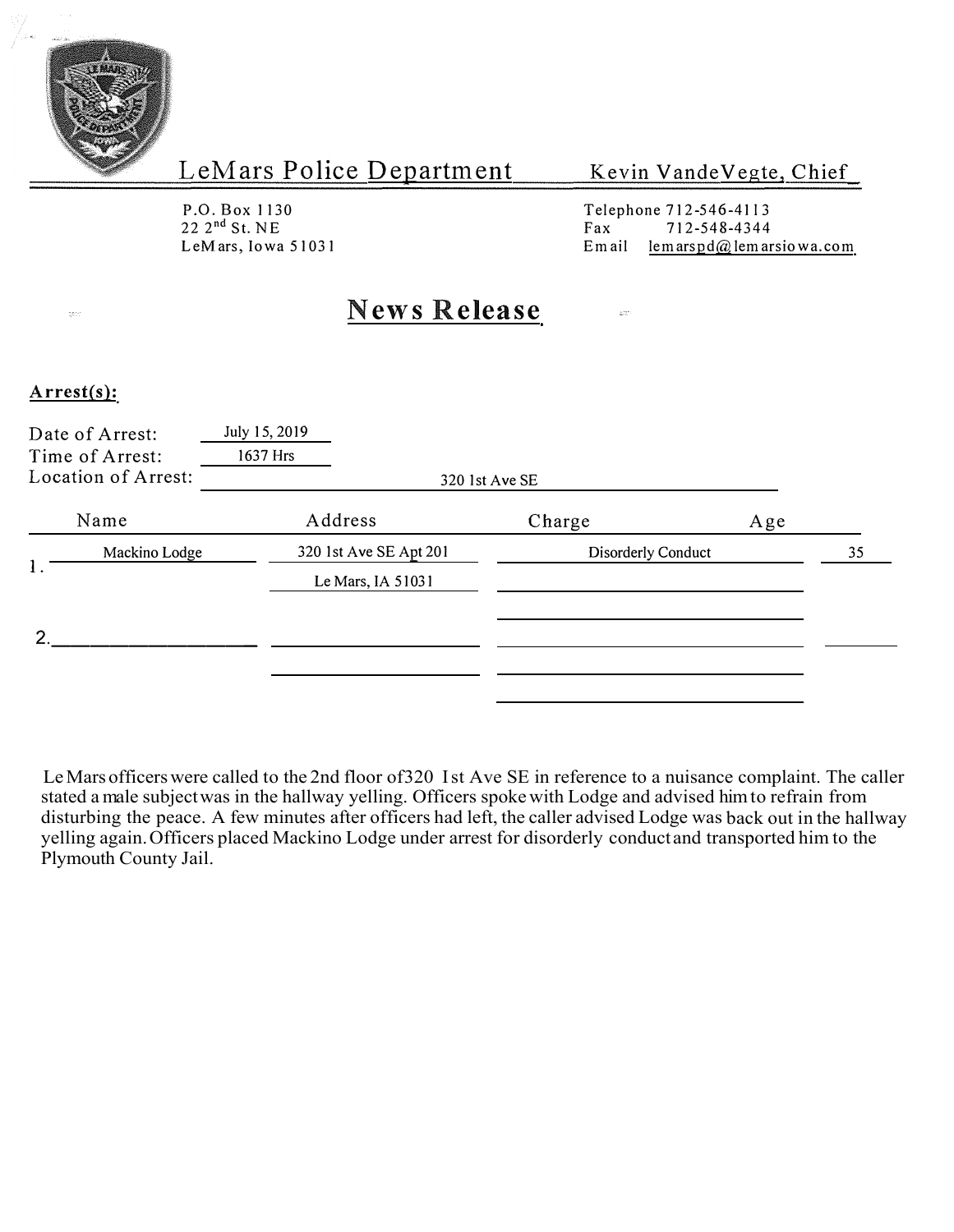# LeMars Police Department

Kevin VandeVegte, Chief

P.O. Box 1130
22 2nd St. NE
LeMars, Iowa 51031

Telephone 712-546-4113
Fax 712-548-4344
Email lemarspd@lemarsiowa.com

## News Release

**Arrest(s):**

Date of Arrest: July 15, 2019
Time of Arrest: 1637 Hrs
Location of Arrest: 320 1st Ave SE

| | Name | Address | Charge | Age |
|---|---|---|---|---|
| 1. | Mackino Lodge | 320 1st Ave SE Apt 201 | Disorderly Conduct | 35 |
| | | Le Mars, IA 51031 | | |
| 2. | | | | |

Le Mars officers were called to the 2nd floor of320 1st Ave SE in reference to a nuisance complaint. The caller stated a male subjectwas in the hallway yelling. Officers spoke with Lodge and advised him to refrain from disturbing the peace. A few minutes after officers had left, the caller advised Lodge was back out in the hallway yelling again. Officers placed Mackino Lodge under arrest for disorderly conductand transported him to the Plymouth County Jail.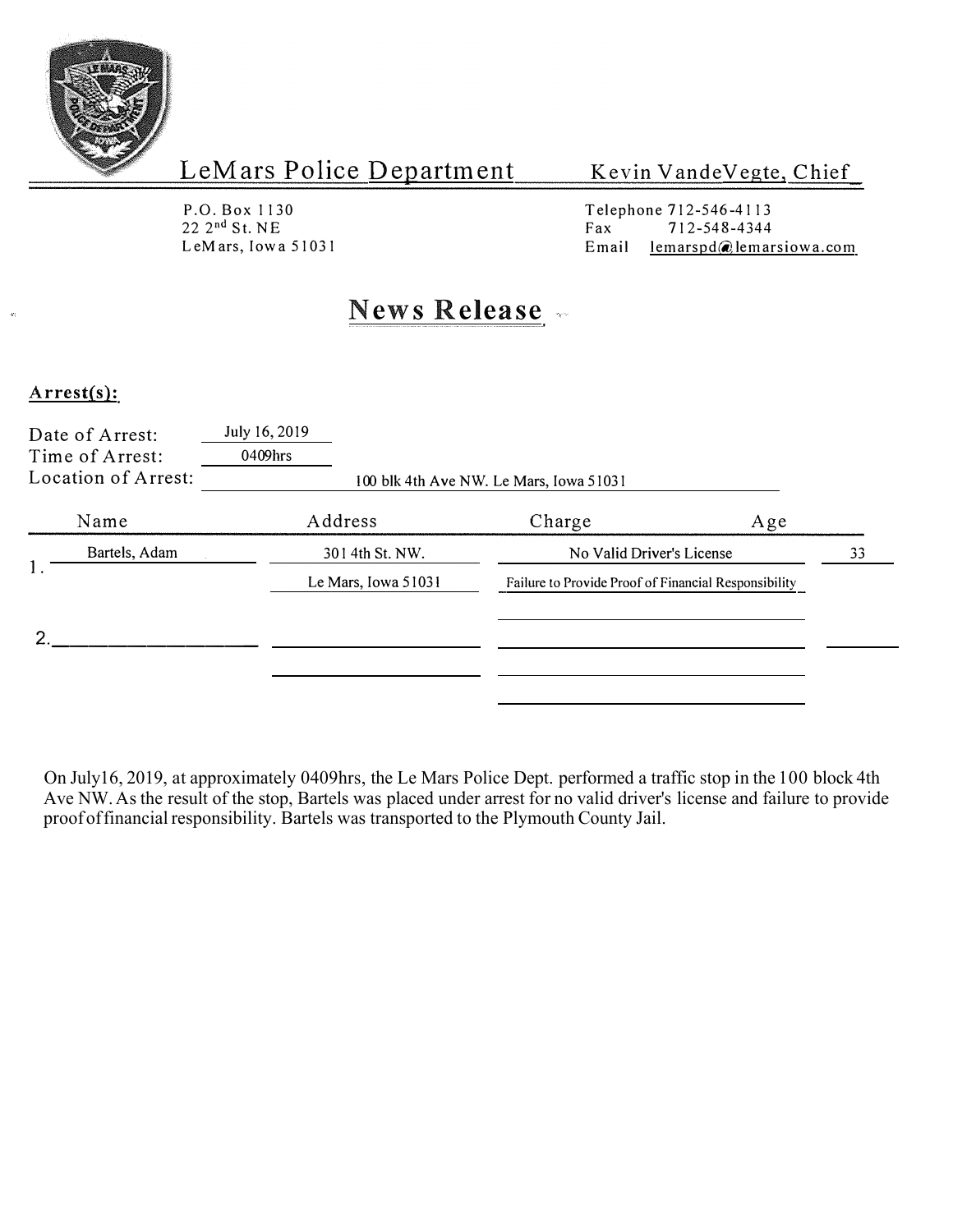LeMars Police Department — Kevin VandeVegte, Chief

P.O. Box 1130
22 2nd St. NE
LeMars, Iowa 51031

Telephone 712-546-4113
Fax 712-548-4344
Email lemarspd@lemarsiowa.com

# News Release

**Arrest(s):**

Date of Arrest: July 16, 2019
Time of Arrest: 0409hrs
Location of Arrest: 100 blk 4th Ave NW. Le Mars, Iowa 51031

| | Name | Address | Charge | Age |
|---|---|---|---|---|
| 1. | Bartels, Adam | 301 4th St. NW. | No Valid Driver's License | 33 |
| | | Le Mars, Iowa 51031 | Failure to Provide Proof of Financial Responsibility | |
| 2. | | | | |

On July16, 2019, at approximately 0409hrs, the Le Mars Police Dept. performed a traffic stop in the 100 block 4th Ave NW. As the result of the stop, Bartels was placed under arrest for no valid driver's license and failure to provide proof of financial responsibility. Bartels was transported to the Plymouth County Jail.